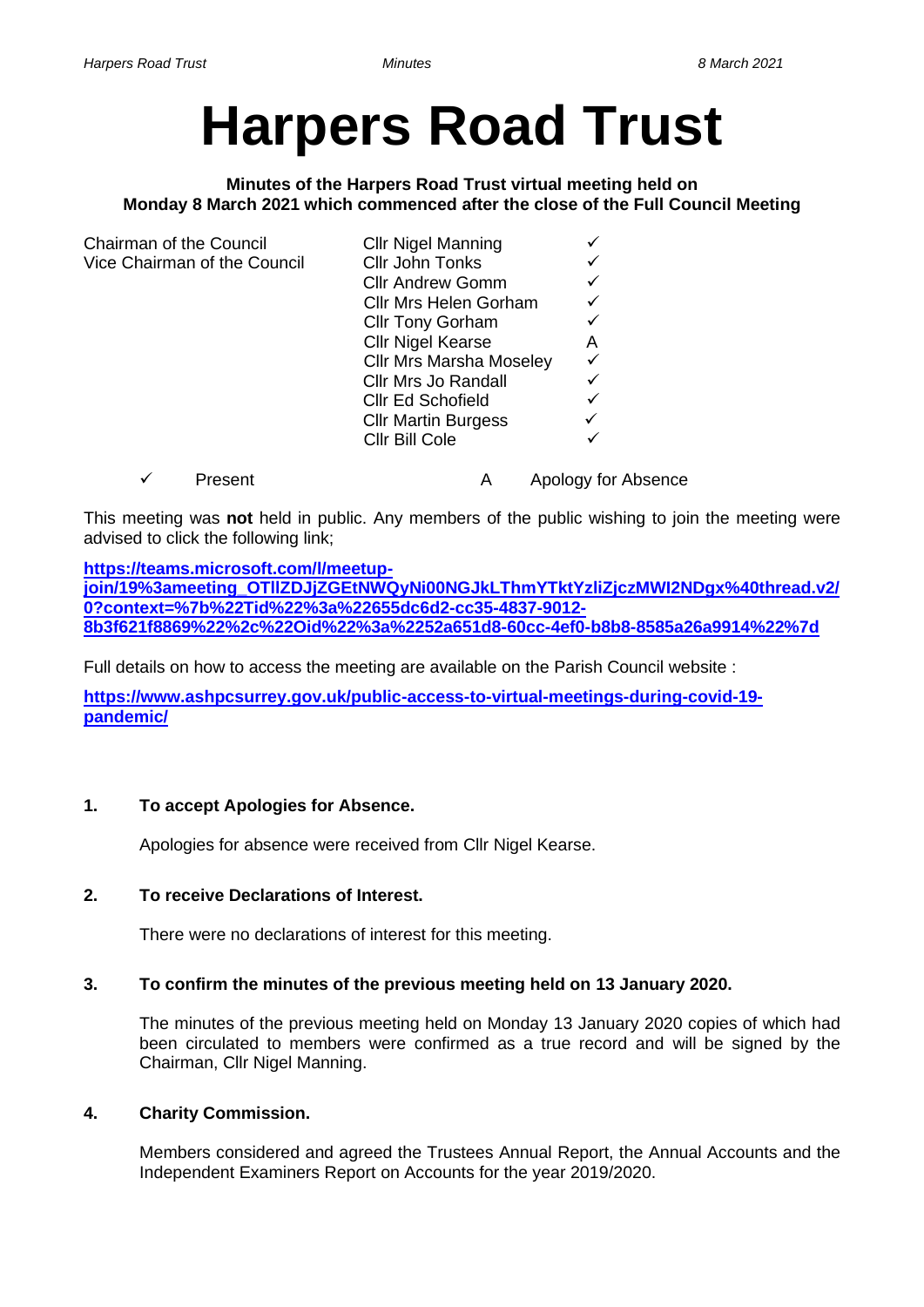# Harpers Road Trust

**Minutes of the Harpers Road Trust virtual meeting held on Monday 8 March 2021 which commenced after the close of the Full Council Meeting**

| | | |
|---|---|---|
| Chairman of the Council | Cllr Nigel Manning | ✓ |
| Vice Chairman of the Council | Cllr John Tonks | ✓ |
| | Cllr Andrew Gomm | ✓ |
| | Cllr Mrs Helen Gorham | ✓ |
| | Cllr Tony Gorham | ✓ |
| | Cllr Nigel Kearse | A |
| | Cllr Mrs Marsha Moseley | ✓ |
| | Cllr Mrs Jo Randall | ✓ |
| | Cllr Ed Schofield | ✓ |
| | Cllr Martin Burgess | ✓ |
| | Cllr Bill Cole | ✓ |

✓ Present A Apology for Absence

This meeting was **not** held in public. Any members of the public wishing to join the meeting were advised to click the following link;

**https://teams.microsoft.com/l/meetup-join/19%3ameeting_OTllZDJjZGEtNWQyNi00NGJkLThmYTktYzliZjczMWI2NDgx%40thread.v2/0?context=%7b%22Tid%22%3a%22655dc6d2-cc35-4837-9012-8b3f621f8869%22%2c%22Oid%22%3a%2252a651d8-60cc-4ef0-b8b8-8585a26a9914%22%7d**

Full details on how to access the meeting are available on the Parish Council website :

**https://www.ashpcsurrey.gov.uk/public-access-to-virtual-meetings-during-covid-19-pandemic/**

**1. To accept Apologies for Absence.**

Apologies for absence were received from Cllr Nigel Kearse.

**2. To receive Declarations of Interest.**

There were no declarations of interest for this meeting.

**3. To confirm the minutes of the previous meeting held on 13 January 2020.**

The minutes of the previous meeting held on Monday 13 January 2020 copies of which had been circulated to members were confirmed as a true record and will be signed by the Chairman, Cllr Nigel Manning.

**4. Charity Commission.**

Members considered and agreed the Trustees Annual Report, the Annual Accounts and the Independent Examiners Report on Accounts for the year 2019/2020.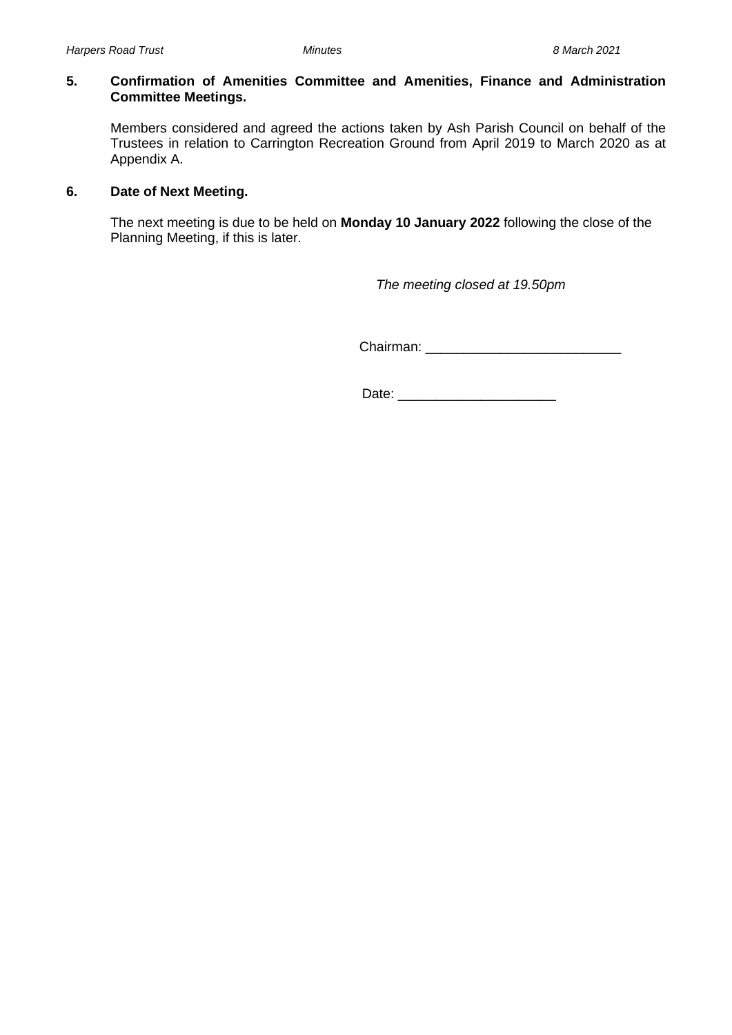**5. Confirmation of Amenities Committee and Amenities, Finance and Administration Committee Meetings.**

Members considered and agreed the actions taken by Ash Parish Council on behalf of the Trustees in relation to Carrington Recreation Ground from April 2019 to March 2020 as at Appendix A.

**6. Date of Next Meeting.**

The next meeting is due to be held on **Monday 10 January 2022** following the close of the Planning Meeting, if this is later.

*The meeting closed at 19.50pm*

Chairman: __________________________

Date: _____________________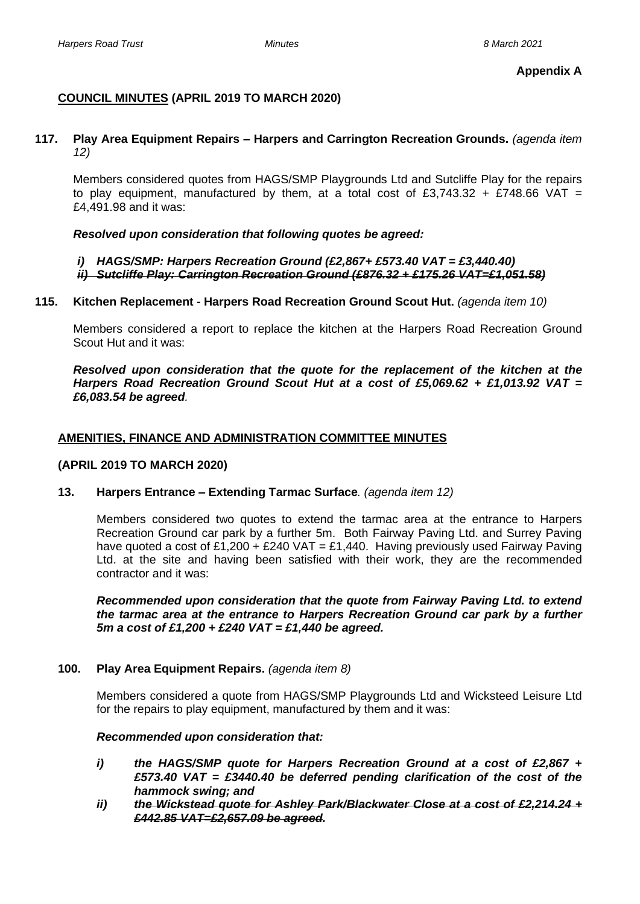**Appendix A**

**COUNCIL MINUTES (APRIL 2019 TO MARCH 2020)**

**117. Play Area Equipment Repairs – Harpers and Carrington Recreation Grounds.** *(agenda item 12)*

Members considered quotes from HAGS/SMP Playgrounds Ltd and Sutcliffe Play for the repairs to play equipment, manufactured by them, at a total cost of £3,743.32 + £748.66 VAT = £4,491.98 and it was:

***Resolved upon consideration that following quotes be agreed:***

*i)* ***HAGS/SMP: Harpers Recreation Ground (£2,867+ £573.40 VAT = £3,440.40)***

*ii)* ***~~Sutcliffe Play: Carrington Recreation Ground (£876.32 + £175.26 VAT=£1,051.58)~~***

**115. Kitchen Replacement - Harpers Road Recreation Ground Scout Hut.** *(agenda item 10)*

Members considered a report to replace the kitchen at the Harpers Road Recreation Ground Scout Hut and it was:

***Resolved upon consideration that the quote for the replacement of the kitchen at the Harpers Road Recreation Ground Scout Hut at a cost of £5,069.62 + £1,013.92 VAT = £6,083.54 be agreed.***

**AMENITIES, FINANCE AND ADMINISTRATION COMMITTEE MINUTES**

**(APRIL 2019 TO MARCH 2020)**

**13. Harpers Entrance – Extending Tarmac Surface***. (agenda item 12)*

Members considered two quotes to extend the tarmac area at the entrance to Harpers Recreation Ground car park by a further 5m. Both Fairway Paving Ltd. and Surrey Paving have quoted a cost of £1,200 + £240 VAT = £1,440. Having previously used Fairway Paving Ltd. at the site and having been satisfied with their work, they are the recommended contractor and it was:

***Recommended upon consideration that the quote from Fairway Paving Ltd. to extend the tarmac area at the entrance to Harpers Recreation Ground car park by a further 5m a cost of £1,200 + £240 VAT = £1,440 be agreed.***

**100. Play Area Equipment Repairs.** *(agenda item 8)*

Members considered a quote from HAGS/SMP Playgrounds Ltd and Wicksteed Leisure Ltd for the repairs to play equipment, manufactured by them and it was:

***Recommended upon consideration that:***

*i)* ***the HAGS/SMP quote for Harpers Recreation Ground at a cost of £2,867 + £573.40 VAT = £3440.40 be deferred pending clarification of the cost of the hammock swing; and***

*ii)* ***~~the Wickstead quote for Ashley Park/Blackwater Close at a cost of £2,214.24 + £442.85 VAT=£2,657.09 be agreed.~~***